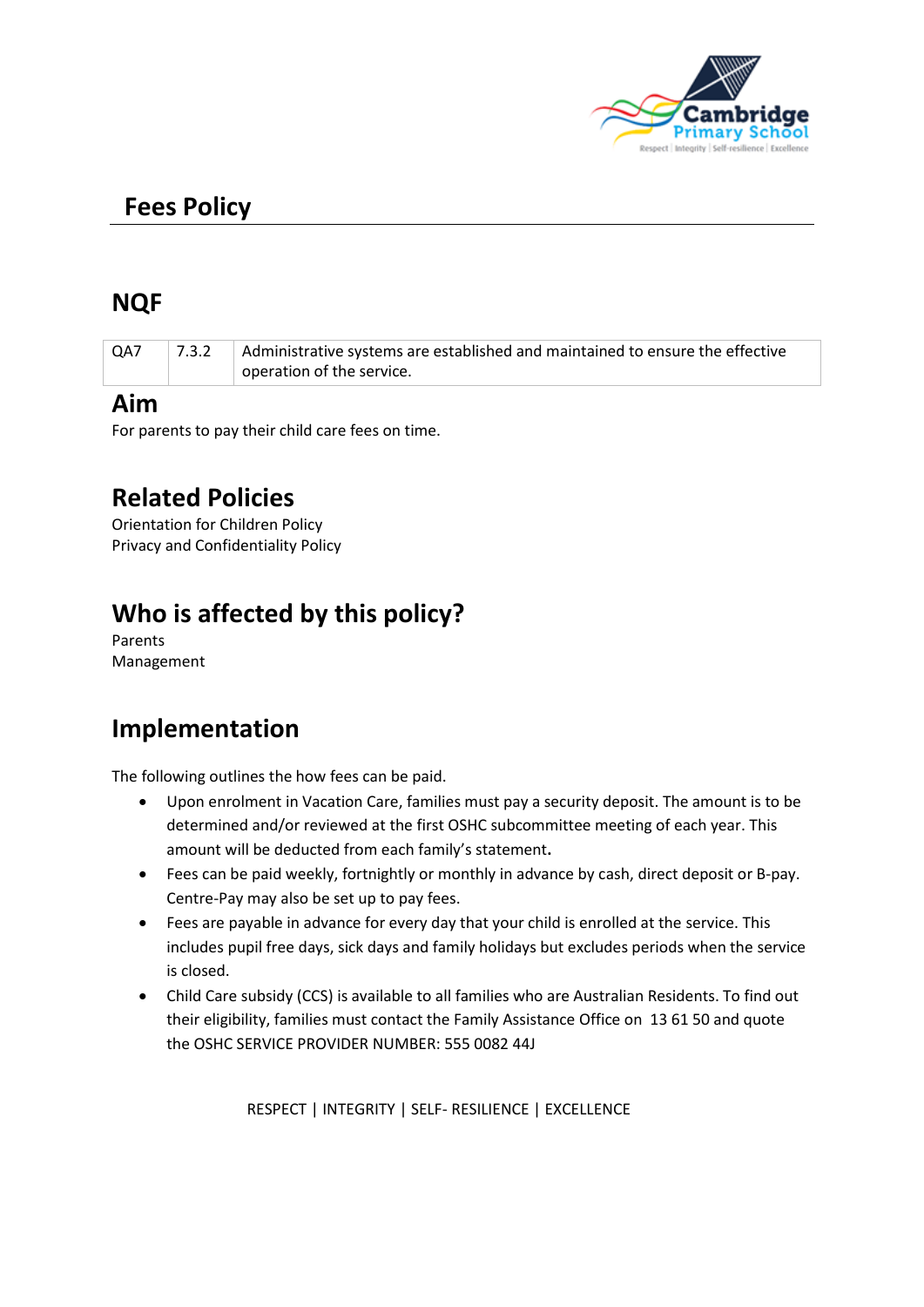# Fees Policy

## NQF

| QA7 | 7.3.2 | Administrative systems are established and maintained to ensure the effective operation of the service. |
|---|---|---|

## Aim

For parents to pay their child care fees on time.

## Related Policies

Orientation for Children Policy
Privacy and Confidentiality Policy

## Who is affected by this policy?

Parents
Management

## Implementation

The following outlines the how fees can be paid.

- Upon enrolment in Vacation Care, families must pay a security deposit. The amount is to be determined and/or reviewed at the first OSHC subcommittee meeting of each year. This amount will be deducted from each family's statement**.**
- Fees can be paid weekly, fortnightly or monthly in advance by cash, direct deposit or B-pay. Centre-Pay may also be set up to pay fees.
- Fees are payable in advance for every day that your child is enrolled at the service. This includes pupil free days, sick days and family holidays but excludes periods when the service is closed.
- Child Care subsidy (CCS) is available to all families who are Australian Residents. To find out their eligibility, families must contact the Family Assistance Office on 13 61 50 and quote the OSHC SERVICE PROVIDER NUMBER: 555 0082 44J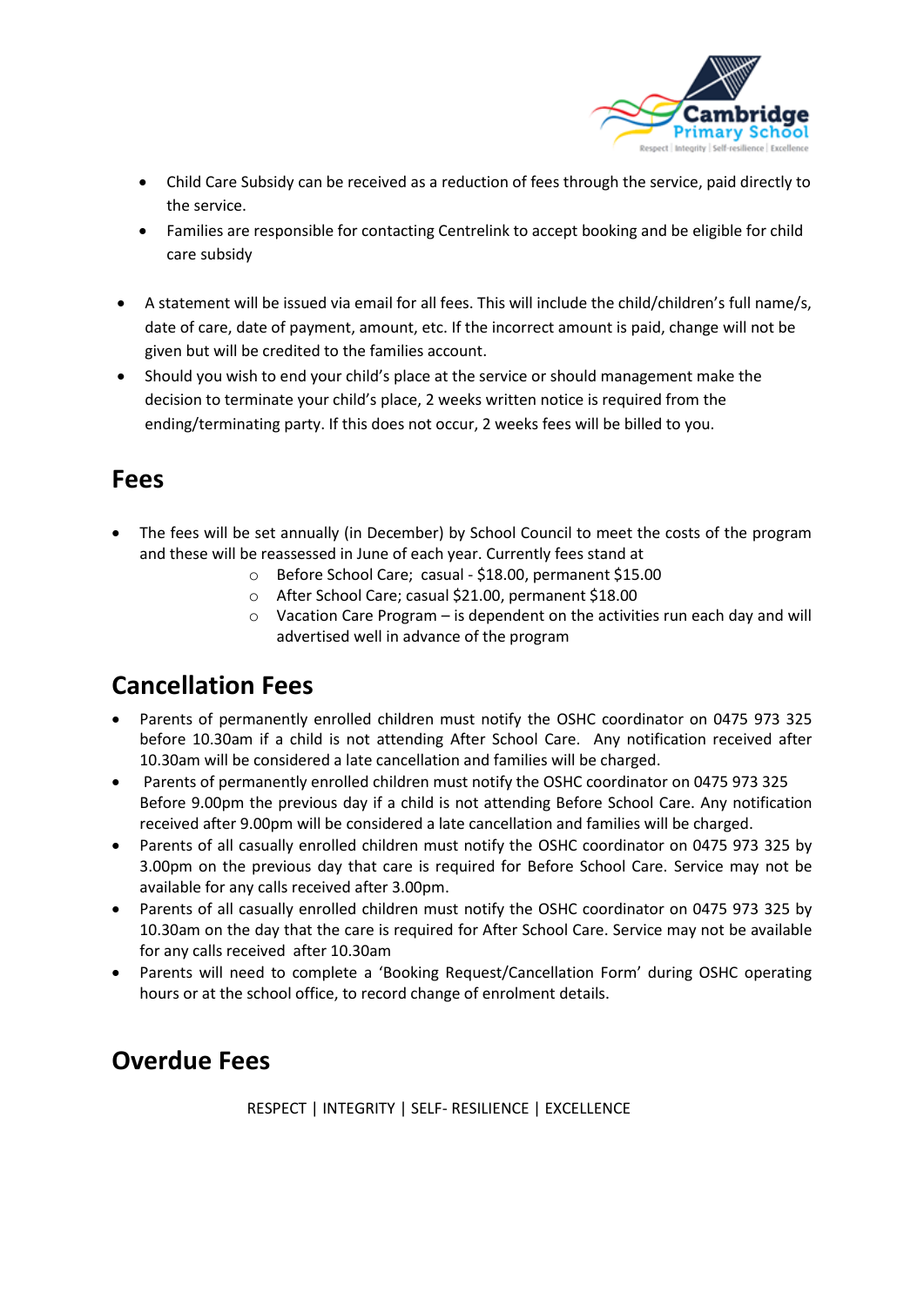- Child Care Subsidy can be received as a reduction of fees through the service, paid directly to the service.
- Families are responsible for contacting Centrelink to accept booking and be eligible for child care subsidy

- A statement will be issued via email for all fees. This will include the child/children's full name/s, date of care, date of payment, amount, etc. If the incorrect amount is paid, change will not be given but will be credited to the families account.
- Should you wish to end your child's place at the service or should management make the decision to terminate your child's place, 2 weeks written notice is required from the ending/terminating party. If this does not occur, 2 weeks fees will be billed to you.

## Fees

- The fees will be set annually (in December) by School Council to meet the costs of the program and these will be reassessed in June of each year. Currently fees stand at
  - Before School Care; casual - $18.00, permanent $15.00
  - After School Care; casual $21.00, permanent $18.00
  - Vacation Care Program – is dependent on the activities run each day and will advertised well in advance of the program

## Cancellation Fees

- Parents of permanently enrolled children must notify the OSHC coordinator on 0475 973 325 before 10.30am if a child is not attending After School Care. Any notification received after 10.30am will be considered a late cancellation and families will be charged.
- Parents of permanently enrolled children must notify the OSHC coordinator on 0475 973 325 Before 9.00pm the previous day if a child is not attending Before School Care. Any notification received after 9.00pm will be considered a late cancellation and families will be charged.
- Parents of all casually enrolled children must notify the OSHC coordinator on 0475 973 325 by 3.00pm on the previous day that care is required for Before School Care. Service may not be available for any calls received after 3.00pm.
- Parents of all casually enrolled children must notify the OSHC coordinator on 0475 973 325 by 10.30am on the day that the care is required for After School Care. Service may not be available for any calls received after 10.30am
- Parents will need to complete a 'Booking Request/Cancellation Form' during OSHC operating hours or at the school office, to record change of enrolment details.

## Overdue Fees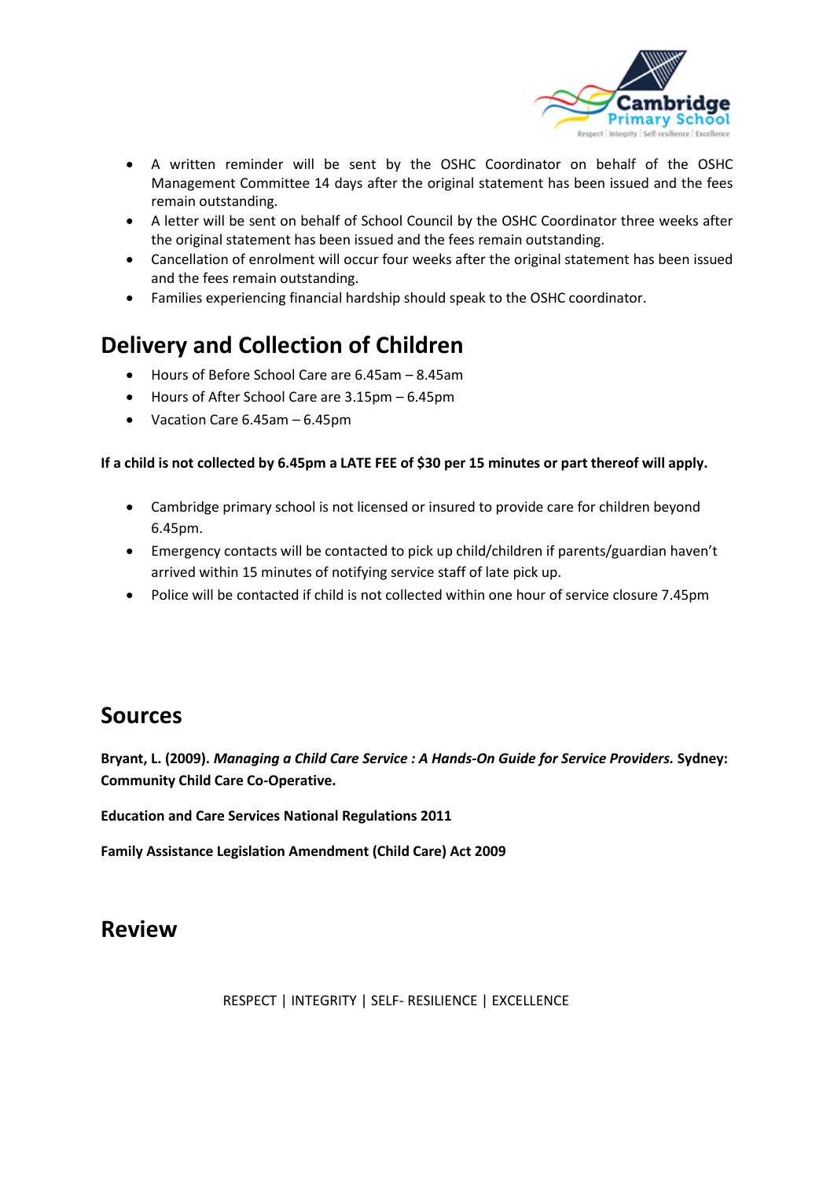- A written reminder will be sent by the OSHC Coordinator on behalf of the OSHC Management Committee 14 days after the original statement has been issued and the fees remain outstanding.
- A letter will be sent on behalf of School Council by the OSHC Coordinator three weeks after the original statement has been issued and the fees remain outstanding.
- Cancellation of enrolment will occur four weeks after the original statement has been issued and the fees remain outstanding.
- Families experiencing financial hardship should speak to the OSHC coordinator.

## Delivery and Collection of Children

- Hours of Before School Care are 6.45am – 8.45am
- Hours of After School Care are 3.15pm – 6.45pm
- Vacation Care 6.45am – 6.45pm

**If a child is not collected by 6.45pm a LATE FEE of $30 per 15 minutes or part thereof will apply.**

- Cambridge primary school is not licensed or insured to provide care for children beyond 6.45pm.
- Emergency contacts will be contacted to pick up child/children if parents/guardian haven't arrived within 15 minutes of notifying service staff of late pick up.
- Police will be contacted if child is not collected within one hour of service closure 7.45pm

## Sources

**Bryant, L. (2009). *Managing a Child Care Service : A Hands-On Guide for Service Providers.* Sydney: Community Child Care Co-Operative.**

**Education and Care Services National Regulations 2011**

**Family Assistance Legislation Amendment (Child Care) Act 2009**

## Review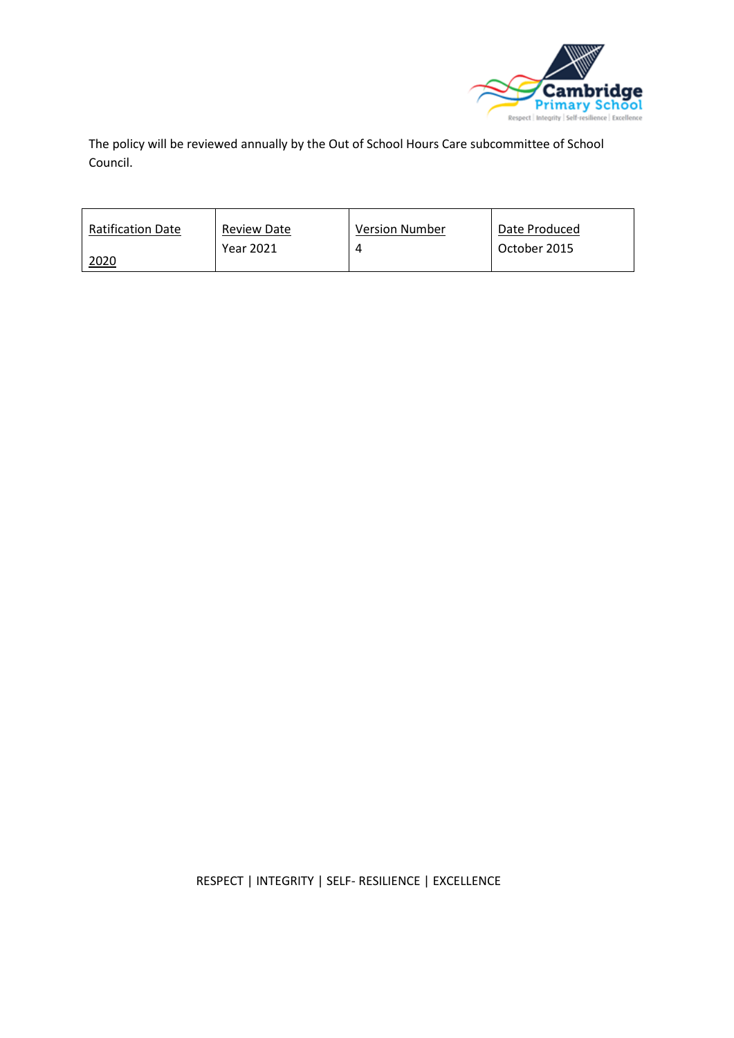The policy will be reviewed annually by the Out of School Hours Care subcommittee of School Council.

| | | | |
|---|---|---|---|
| Ratification Date<br><br>2020 | Review Date<br>Year 2021 | Version Number<br>4 | Date Produced<br>October 2015 |

RESPECT | INTEGRITY | SELF- RESILIENCE | EXCELLENCE